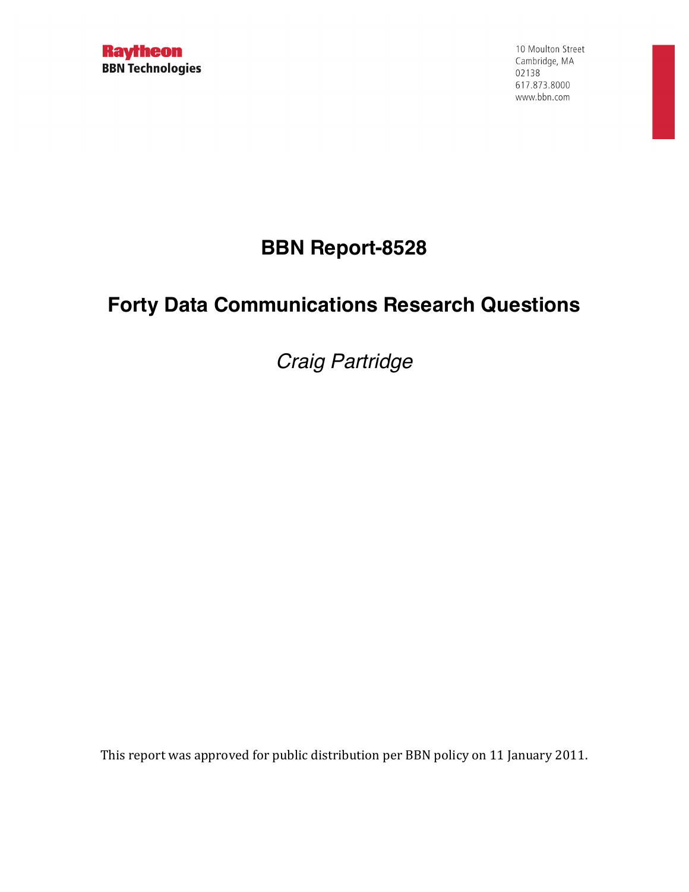Raytheon
BBN Technologies

10 Moulton Street
Cambridge, MA
02138
617.873.8000
www.bbn.com

# BBN Report-8528

# Forty Data Communications Research Questions

*Craig Partridge*

This report was approved for public distribution per BBN policy on 11 January 2011.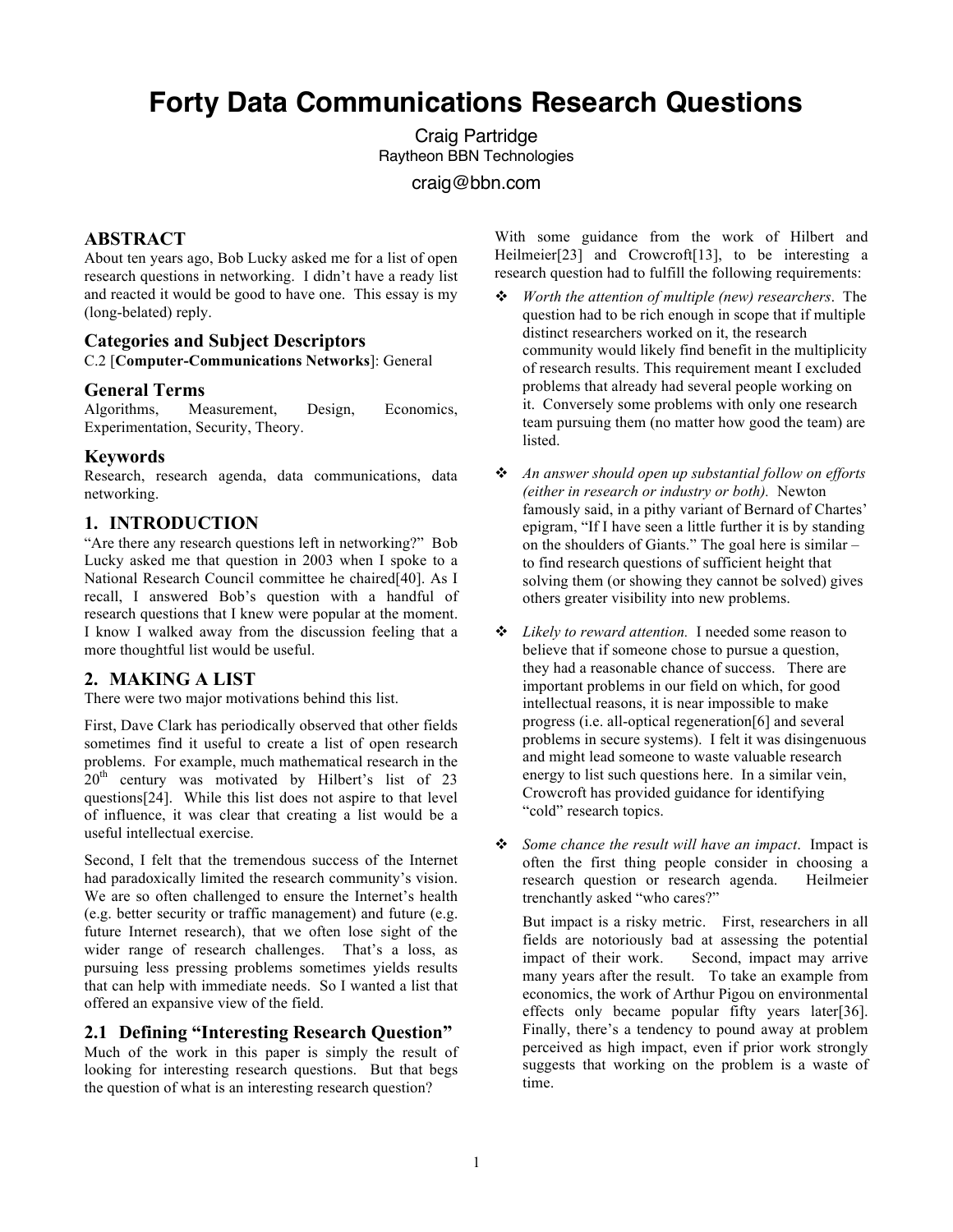# Forty Data Communications Research Questions

Craig Partridge
Raytheon BBN Technologies
craig@bbn.com

## ABSTRACT

About ten years ago, Bob Lucky asked me for a list of open research questions in networking. I didn't have a ready list and reacted it would be good to have one. This essay is my (long-belated) reply.

### Categories and Subject Descriptors

C.2 [**Computer-Communications Networks**]: General

### General Terms

Algorithms, Measurement, Design, Economics, Experimentation, Security, Theory.

### Keywords

Research, research agenda, data communications, data networking.

## 1. INTRODUCTION

"Are there any research questions left in networking?" Bob Lucky asked me that question in 2003 when I spoke to a National Research Council committee he chaired[40]. As I recall, I answered Bob's question with a handful of research questions that I knew were popular at the moment. I know I walked away from the discussion feeling that a more thoughtful list would be useful.

## 2. MAKING A LIST

There were two major motivations behind this list.

First, Dave Clark has periodically observed that other fields sometimes find it useful to create a list of open research problems. For example, much mathematical research in the 20th century was motivated by Hilbert's list of 23 questions[24]. While this list does not aspire to that level of influence, it was clear that creating a list would be a useful intellectual exercise.

Second, I felt that the tremendous success of the Internet had paradoxically limited the research community's vision. We are so often challenged to ensure the Internet's health (e.g. better security or traffic management) and future (e.g. future Internet research), that we often lose sight of the wider range of research challenges. That's a loss, as pursuing less pressing problems sometimes yields results that can help with immediate needs. So I wanted a list that offered an expansive view of the field.

### 2.1 Defining "Interesting Research Question"

Much of the work in this paper is simply the result of looking for interesting research questions. But that begs the question of what is an interesting research question?

With some guidance from the work of Hilbert and Heilmeier[23] and Crowcroft[13], to be interesting a research question had to fulfill the following requirements:

- *Worth the attention of multiple (new) researchers*. The question had to be rich enough in scope that if multiple distinct researchers worked on it, the research community would likely find benefit in the multiplicity of research results. This requirement meant I excluded problems that already had several people working on it. Conversely some problems with only one research team pursuing them (no matter how good the team) are listed.

- *An answer should open up substantial follow on efforts (either in research or industry or both).* Newton famously said, in a pithy variant of Bernard of Chartes' epigram, "If I have seen a little further it is by standing on the shoulders of Giants." The goal here is similar – to find research questions of sufficient height that solving them (or showing they cannot be solved) gives others greater visibility into new problems.

- *Likely to reward attention.* I needed some reason to believe that if someone chose to pursue a question, they had a reasonable chance of success. There are important problems in our field on which, for good intellectual reasons, it is near impossible to make progress (i.e. all-optical regeneration[6] and several problems in secure systems). I felt it was disingenuous and might lead someone to waste valuable research energy to list such questions here. In a similar vein, Crowcroft has provided guidance for identifying "cold" research topics.

- *Some chance the result will have an impact*. Impact is often the first thing people consider in choosing a research question or research agenda. Heilmeier trenchantly asked "who cares?"

  But impact is a risky metric. First, researchers in all fields are notoriously bad at assessing the potential impact of their work. Second, impact may arrive many years after the result. To take an example from economics, the work of Arthur Pigou on environmental effects only became popular fifty years later[36]. Finally, there's a tendency to pound away at problem perceived as high impact, even if prior work strongly suggests that working on the problem is a waste of time.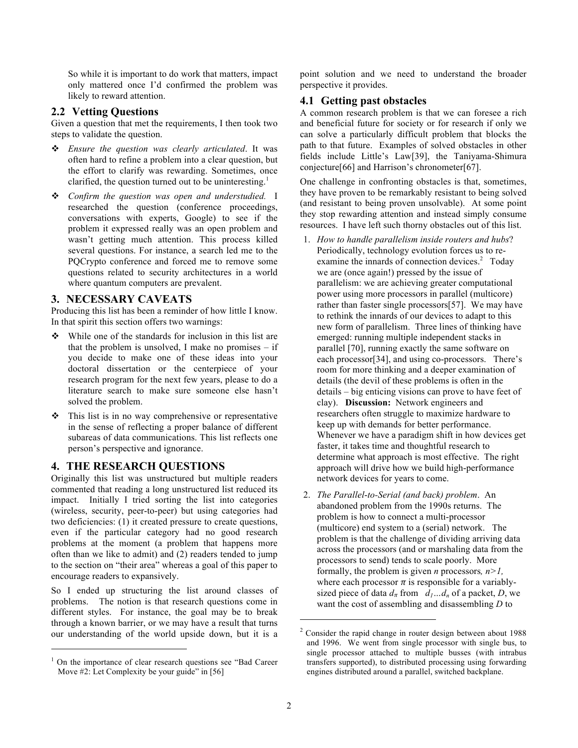So while it is important to do work that matters, impact only mattered once I'd confirmed the problem was likely to reward attention.

## 2.2 Vetting Questions

Given a question that met the requirements, I then took two steps to validate the question.

- *Ensure the question was clearly articulated*. It was often hard to refine a problem into a clear question, but the effort to clarify was rewarding. Sometimes, once clarified, the question turned out to be uninteresting.[1]
- *Confirm the question was open and understudied.* I researched the question (conference proceedings, conversations with experts, Google) to see if the problem it expressed really was an open problem and wasn't getting much attention. This process killed several questions. For instance, a search led me to the PQCrypto conference and forced me to remove some questions related to security architectures in a world where quantum computers are prevalent.

# 3. NECESSARY CAVEATS

Producing this list has been a reminder of how little I know. In that spirit this section offers two warnings:

- While one of the standards for inclusion in this list are that the problem is unsolved, I make no promises – if you decide to make one of these ideas into your doctoral dissertation or the centerpiece of your research program for the next few years, please to do a literature search to make sure someone else hasn't solved the problem.
- This list is in no way comprehensive or representative in the sense of reflecting a proper balance of different subareas of data communications. This list reflects one person's perspective and ignorance.

# 4. THE RESEARCH QUESTIONS

Originally this list was unstructured but multiple readers commented that reading a long unstructured list reduced its impact. Initially I tried sorting the list into categories (wireless, security, peer-to-peer) but using categories had two deficiencies: (1) it created pressure to create questions, even if the particular category had no good research problems at the moment (a problem that happens more often than we like to admit) and (2) readers tended to jump to the section on "their area" whereas a goal of this paper to encourage readers to expansively.

So I ended up structuring the list around classes of problems. The notion is that research questions come in different styles. For instance, the goal may be to break through a known barrier, or we may have a result that turns our understanding of the world upside down, but it is a point solution and we need to understand the broader perspective it provides.

## 4.1 Getting past obstacles

A common research problem is that we can foresee a rich and beneficial future for society or for research if only we can solve a particularly difficult problem that blocks the path to that future. Examples of solved obstacles in other fields include Little's Law[39], the Taniyama-Shimura conjecture[66] and Harrison's chronometer[67].

One challenge in confronting obstacles is that, sometimes, they have proven to be remarkably resistant to being solved (and resistant to being proven unsolvable). At some point they stop rewarding attention and instead simply consume resources. I have left such thorny obstacles out of this list.

1. *How to handle parallelism inside routers and hubs*? Periodically, technology evolution forces us to re-examine the innards of connection devices.[2] Today we are (once again!) pressed by the issue of parallelism: we are achieving greater computational power using more processors in parallel (multicore) rather than faster single processors[57]. We may have to rethink the innards of our devices to adapt to this new form of parallelism. Three lines of thinking have emerged: running multiple independent stacks in parallel [70], running exactly the same software on each processor[34], and using co-processors. There's room for more thinking and a deeper examination of details (the devil of these problems is often in the details – big enticing visions can prove to have feet of clay). **Discussion:** Network engineers and researchers often struggle to maximize hardware to keep up with demands for better performance. Whenever we have a paradigm shift in how devices get faster, it takes time and thoughtful research to determine what approach is most effective. The right approach will drive how we build high-performance network devices for years to come.
2. *The Parallel-to-Serial (and back) problem*. An abandoned problem from the 1990s returns. The problem is how to connect a multi-processor (multicore) end system to a (serial) network. The problem is that the challenge of dividing arriving data across the processors (and or marshaling data from the processors to send) tends to scale poorly. More formally, the problem is given *n* processors, $n>1$, where each processor $\pi$ is responsible for a variably-sized piece of data $d_\pi$ from $d_1 \ldots d_n$ of a packet, $D$, we want the cost of assembling and disassembling $D$ to

---

[1] On the importance of clear research questions see "Bad Career Move #2: Let Complexity be your guide" in [56]

[2] Consider the rapid change in router design between about 1988 and 1996. We went from single processor with single bus, to single processor attached to multiple busses (with intrabus transfers supported), to distributed processing using forwarding engines distributed around a parallel, switched backplane.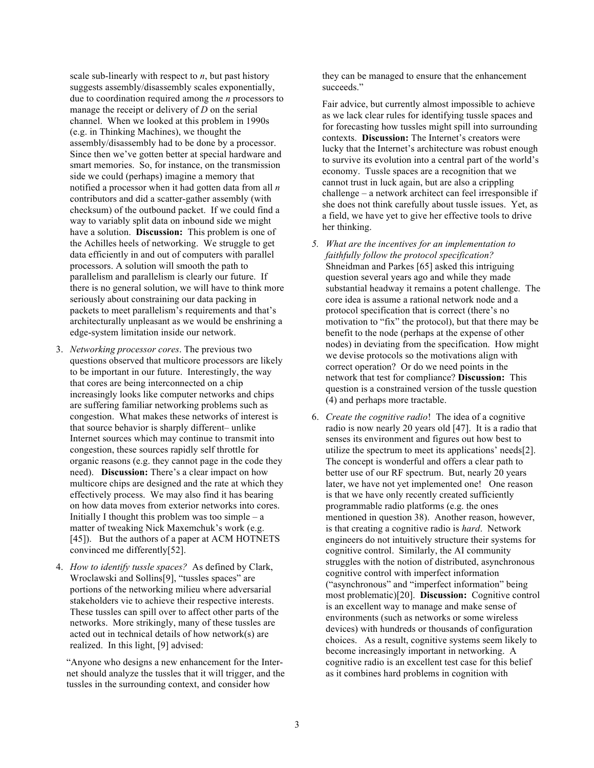scale sub-linearly with respect to $n$, but past history suggests assembly/disassembly scales exponentially, due to coordination required among the $n$ processors to manage the receipt or delivery of $D$ on the serial channel. When we looked at this problem in 1990s (e.g. in Thinking Machines), we thought the assembly/disassembly had to be done by a processor. Since then we've gotten better at special hardware and smart memories. So, for instance, on the transmission side we could (perhaps) imagine a memory that notified a processor when it had gotten data from all $n$ contributors and did a scatter-gather assembly (with checksum) of the outbound packet. If we could find a way to variably split data on inbound side we might have a solution. **Discussion:** This problem is one of the Achilles heels of networking. We struggle to get data efficiently in and out of computers with parallel processors. A solution will smooth the path to parallelism and parallelism is clearly our future. If there is no general solution, we will have to think more seriously about constraining our data packing in packets to meet parallelism's requirements and that's architecturally unpleasant as we would be enshrining a edge-system limitation inside our network.

3. *Networking processor cores*. The previous two questions observed that multicore processors are likely to be important in our future. Interestingly, the way that cores are being interconnected on a chip increasingly looks like computer networks and chips are suffering familiar networking problems such as congestion. What makes these networks of interest is that source behavior is sharply different– unlike Internet sources which may continue to transmit into congestion, these sources rapidly self throttle for organic reasons (e.g. they cannot page in the code they need). **Discussion:** There's a clear impact on how multicore chips are designed and the rate at which they effectively process. We may also find it has bearing on how data moves from exterior networks into cores. Initially I thought this problem was too simple – a matter of tweaking Nick Maxemchuk's work (e.g. [45]). But the authors of a paper at ACM HOTNETS convinced me differently[52].

4. *How to identify tussle spaces?* As defined by Clark, Wroclawski and Sollins[9], "tussles spaces" are portions of the networking milieu where adversarial stakeholders vie to achieve their respective interests. These tussles can spill over to affect other parts of the networks. More strikingly, many of these tussles are acted out in technical details of how network(s) are realized. In this light, [9] advised:

   "Anyone who designs a new enhancement for the Internet should analyze the tussles that it will trigger, and the tussles in the surrounding context, and consider how they can be managed to ensure that the enhancement succeeds."

   Fair advice, but currently almost impossible to achieve as we lack clear rules for identifying tussle spaces and for forecasting how tussles might spill into surrounding contexts. **Discussion:** The Internet's creators were lucky that the Internet's architecture was robust enough to survive its evolution into a central part of the world's economy. Tussle spaces are a recognition that we cannot trust in luck again, but are also a crippling challenge – a network architect can feel irresponsible if she does not think carefully about tussle issues. Yet, as a field, we have yet to give her effective tools to drive her thinking.

5. *What are the incentives for an implementation to faithfully follow the protocol specification?* Shneidman and Parkes [65] asked this intriguing question several years ago and while they made substantial headway it remains a potent challenge. The core idea is assume a rational network node and a protocol specification that is correct (there's no motivation to "fix" the protocol), but that there may be benefit to the node (perhaps at the expense of other nodes) in deviating from the specification. How might we devise protocols so the motivations align with correct operation? Or do we need points in the network that test for compliance? **Discussion:** This question is a constrained version of the tussle question (4) and perhaps more tractable.

6. *Create the cognitive radio*! The idea of a cognitive radio is now nearly 20 years old [47]. It is a radio that senses its environment and figures out how best to utilize the spectrum to meet its applications' needs[2]. The concept is wonderful and offers a clear path to better use of our RF spectrum. But, nearly 20 years later, we have not yet implemented one! One reason is that we have only recently created sufficiently programmable radio platforms (e.g. the ones mentioned in question 38). Another reason, however, is that creating a cognitive radio is *hard*. Network engineers do not intuitively structure their systems for cognitive control. Similarly, the AI community struggles with the notion of distributed, asynchronous cognitive control with imperfect information ("asynchronous" and "imperfect information" being most problematic)[20]. **Discussion:** Cognitive control is an excellent way to manage and make sense of environments (such as networks or some wireless devices) with hundreds or thousands of configuration choices. As a result, cognitive systems seem likely to become increasingly important in networking. A cognitive radio is an excellent test case for this belief as it combines hard problems in cognition with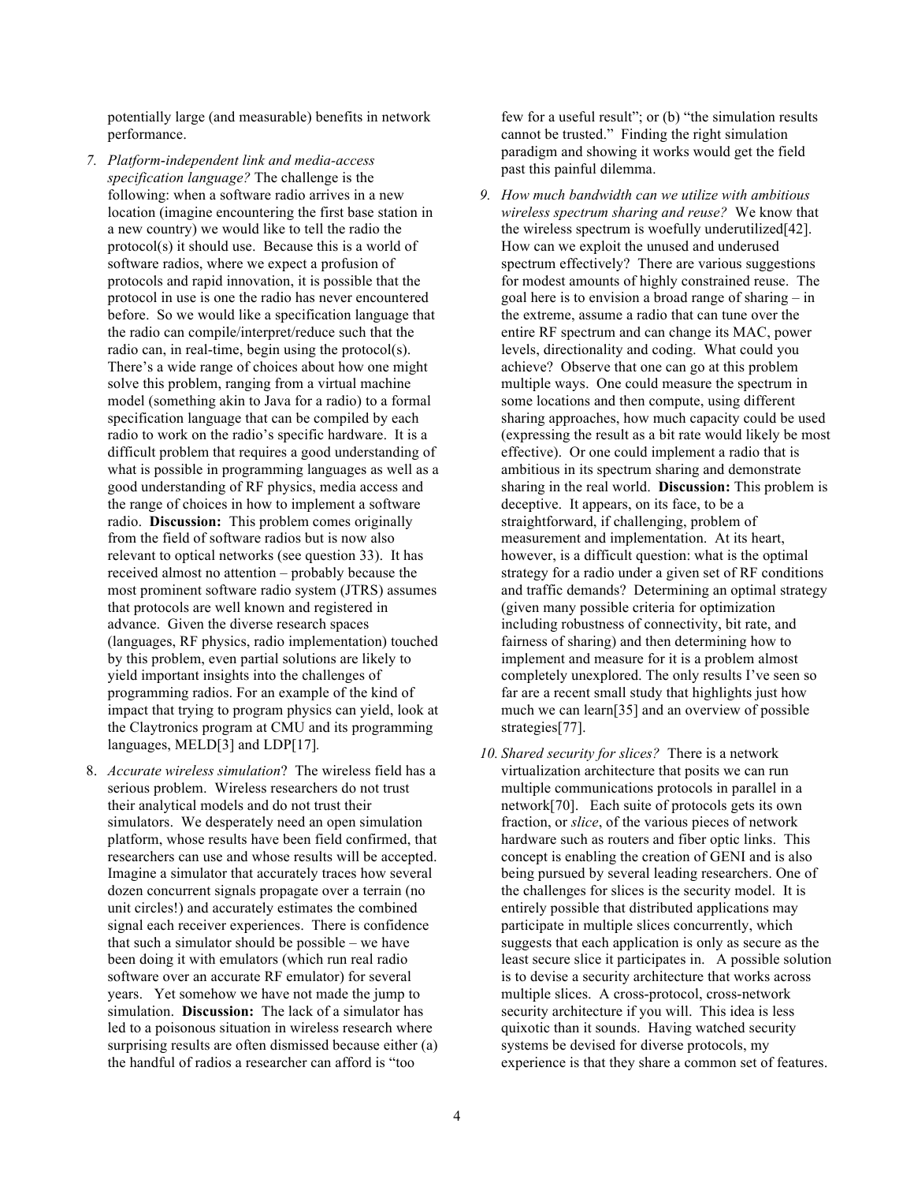potentially large (and measurable) benefits in network performance.

7. *Platform-independent link and media-access specification language?* The challenge is the following: when a software radio arrives in a new location (imagine encountering the first base station in a new country) we would like to tell the radio the protocol(s) it should use. Because this is a world of software radios, where we expect a profusion of protocols and rapid innovation, it is possible that the protocol in use is one the radio has never encountered before. So we would like a specification language that the radio can compile/interpret/reduce such that the radio can, in real-time, begin using the protocol(s). There's a wide range of choices about how one might solve this problem, ranging from a virtual machine model (something akin to Java for a radio) to a formal specification language that can be compiled by each radio to work on the radio's specific hardware. It is a difficult problem that requires a good understanding of what is possible in programming languages as well as a good understanding of RF physics, media access and the range of choices in how to implement a software radio. **Discussion:** This problem comes originally from the field of software radios but is now also relevant to optical networks (see question 33). It has received almost no attention – probably because the most prominent software radio system (JTRS) assumes that protocols are well known and registered in advance. Given the diverse research spaces (languages, RF physics, radio implementation) touched by this problem, even partial solutions are likely to yield important insights into the challenges of programming radios. For an example of the kind of impact that trying to program physics can yield, look at the Claytronics program at CMU and its programming languages, MELD[3] and LDP[17].

8. *Accurate wireless simulation*? The wireless field has a serious problem. Wireless researchers do not trust their analytical models and do not trust their simulators. We desperately need an open simulation platform, whose results have been field confirmed, that researchers can use and whose results will be accepted. Imagine a simulator that accurately traces how several dozen concurrent signals propagate over a terrain (no unit circles!) and accurately estimates the combined signal each receiver experiences. There is confidence that such a simulator should be possible – we have been doing it with emulators (which run real radio software over an accurate RF emulator) for several years. Yet somehow we have not made the jump to simulation. **Discussion:** The lack of a simulator has led to a poisonous situation in wireless research where surprising results are often dismissed because either (a) the handful of radios a researcher can afford is "too few for a useful result"; or (b) "the simulation results cannot be trusted." Finding the right simulation paradigm and showing it works would get the field past this painful dilemma.

9. *How much bandwidth can we utilize with ambitious wireless spectrum sharing and reuse?* We know that the wireless spectrum is woefully underutilized[42]. How can we exploit the unused and underused spectrum effectively? There are various suggestions for modest amounts of highly constrained reuse. The goal here is to envision a broad range of sharing – in the extreme, assume a radio that can tune over the entire RF spectrum and can change its MAC, power levels, directionality and coding. What could you achieve? Observe that one can go at this problem multiple ways. One could measure the spectrum in some locations and then compute, using different sharing approaches, how much capacity could be used (expressing the result as a bit rate would likely be most effective). Or one could implement a radio that is ambitious in its spectrum sharing and demonstrate sharing in the real world. **Discussion:** This problem is deceptive. It appears, on its face, to be a straightforward, if challenging, problem of measurement and implementation. At its heart, however, is a difficult question: what is the optimal strategy for a radio under a given set of RF conditions and traffic demands? Determining an optimal strategy (given many possible criteria for optimization including robustness of connectivity, bit rate, and fairness of sharing) and then determining how to implement and measure for it is a problem almost completely unexplored. The only results I've seen so far are a recent small study that highlights just how much we can learn[35] and an overview of possible strategies[77].

10. *Shared security for slices?* There is a network virtualization architecture that posits we can run multiple communications protocols in parallel in a network[70]. Each suite of protocols gets its own fraction, or *slice*, of the various pieces of network hardware such as routers and fiber optic links. This concept is enabling the creation of GENI and is also being pursued by several leading researchers. One of the challenges for slices is the security model. It is entirely possible that distributed applications may participate in multiple slices concurrently, which suggests that each application is only as secure as the least secure slice it participates in. A possible solution is to devise a security architecture that works across multiple slices. A cross-protocol, cross-network security architecture if you will. This idea is less quixotic than it sounds. Having watched security systems be devised for diverse protocols, my experience is that they share a common set of features.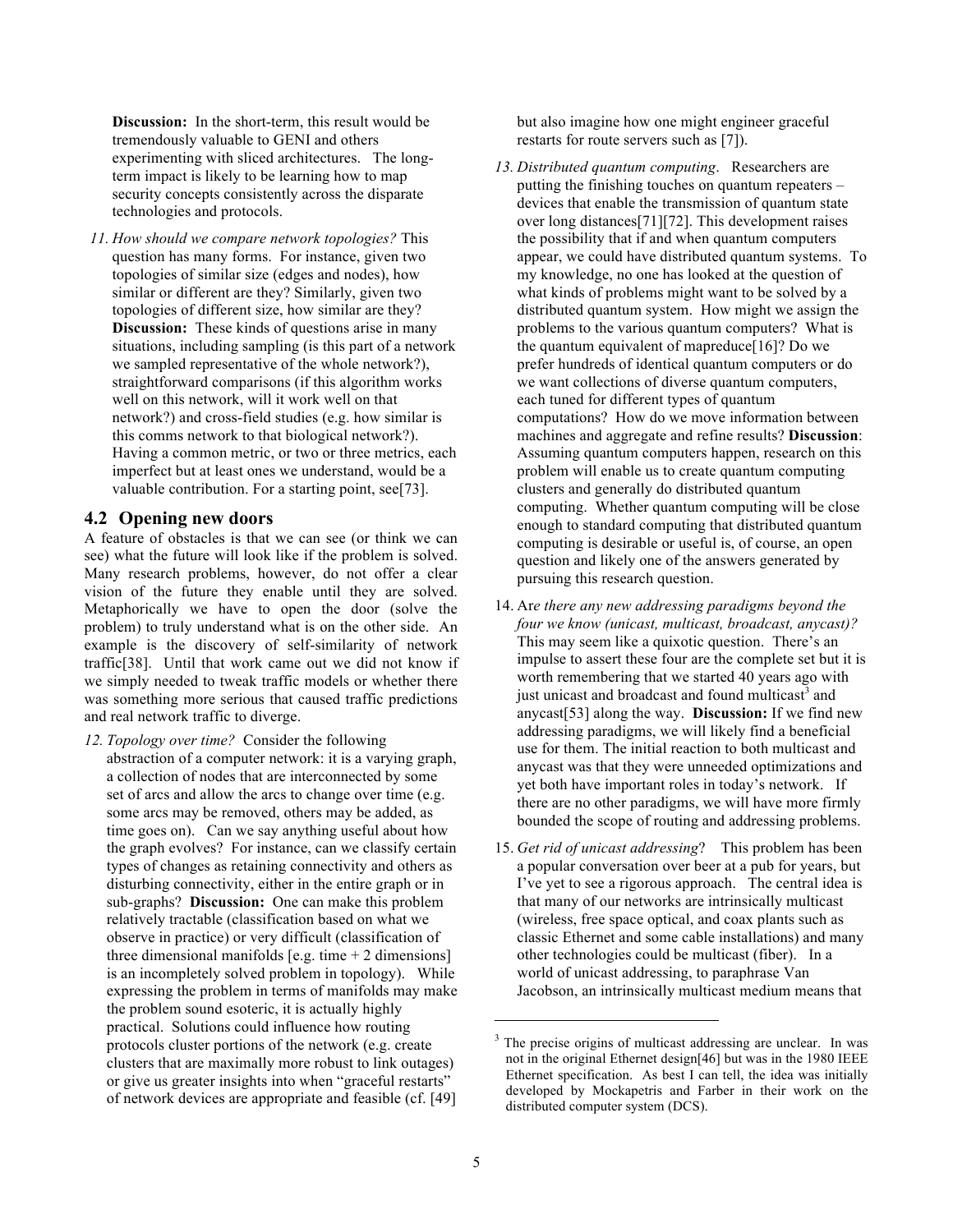**Discussion:** In the short-term, this result would be tremendously valuable to GENI and others experimenting with sliced architectures. The long-term impact is likely to be learning how to map security concepts consistently across the disparate technologies and protocols.

11. *How should we compare network topologies?* This question has many forms. For instance, given two topologies of similar size (edges and nodes), how similar or different are they? Similarly, given two topologies of different size, how similar are they? **Discussion:** These kinds of questions arise in many situations, including sampling (is this part of a network we sampled representative of the whole network?), straightforward comparisons (if this algorithm works well on this network, will it work well on that network?) and cross-field studies (e.g. how similar is this comms network to that biological network?). Having a common metric, or two or three metrics, each imperfect but at least ones we understand, would be a valuable contribution. For a starting point, see[73].

## 4.2 Opening new doors

A feature of obstacles is that we can see (or think we can see) what the future will look like if the problem is solved. Many research problems, however, do not offer a clear vision of the future they enable until they are solved. Metaphorically we have to open the door (solve the problem) to truly understand what is on the other side. An example is the discovery of self-similarity of network traffic[38]. Until that work came out we did not know if we simply needed to tweak traffic models or whether there was something more serious that caused traffic predictions and real network traffic to diverge.

12. *Topology over time?* Consider the following abstraction of a computer network: it is a varying graph, a collection of nodes that are interconnected by some set of arcs and allow the arcs to change over time (e.g. some arcs may be removed, others may be added, as time goes on). Can we say anything useful about how the graph evolves? For instance, can we classify certain types of changes as retaining connectivity and others as disturbing connectivity, either in the entire graph or in sub-graphs? **Discussion:** One can make this problem relatively tractable (classification based on what we observe in practice) or very difficult (classification of three dimensional manifolds [e.g. time + 2 dimensions] is an incompletely solved problem in topology). While expressing the problem in terms of manifolds may make the problem sound esoteric, it is actually highly practical. Solutions could influence how routing protocols cluster portions of the network (e.g. create clusters that are maximally more robust to link outages) or give us greater insights into when "graceful restarts" of network devices are appropriate and feasible (cf. [49] but also imagine how one might engineer graceful restarts for route servers such as [7]).

13. *Distributed quantum computing*. Researchers are putting the finishing touches on quantum repeaters – devices that enable the transmission of quantum state over long distances[71][72]. This development raises the possibility that if and when quantum computers appear, we could have distributed quantum systems. To my knowledge, no one has looked at the question of what kinds of problems might want to be solved by a distributed quantum system. How might we assign the problems to the various quantum computers? What is the quantum equivalent of mapreduce[16]? Do we prefer hundreds of identical quantum computers or do we want collections of diverse quantum computers, each tuned for different types of quantum computations? How do we move information between machines and aggregate and refine results? **Discussion**: Assuming quantum computers happen, research on this problem will enable us to create quantum computing clusters and generally do distributed quantum computing. Whether quantum computing will be close enough to standard computing that distributed quantum computing is desirable or useful is, of course, an open question and likely one of the answers generated by pursuing this research question.

14. Ar*e there any new addressing paradigms beyond the four we know (unicast, multicast, broadcast, anycast)?* This may seem like a quixotic question. There's an impulse to assert these four are the complete set but it is worth remembering that we started 40 years ago with just unicast and broadcast and found multicast[3] and anycast[53] along the way. **Discussion:** If we find new addressing paradigms, we will likely find a beneficial use for them. The initial reaction to both multicast and anycast was that they were unneeded optimizations and yet both have important roles in today's network. If there are no other paradigms, we will have more firmly bounded the scope of routing and addressing problems.

15. *Get rid of unicast addressing*? This problem has been a popular conversation over beer at a pub for years, but I've yet to see a rigorous approach. The central idea is that many of our networks are intrinsically multicast (wireless, free space optical, and coax plants such as classic Ethernet and some cable installations) and many other technologies could be multicast (fiber). In a world of unicast addressing, to paraphrase Van Jacobson, an intrinsically multicast medium means that

[3] The precise origins of multicast addressing are unclear. In was not in the original Ethernet design[46] but was in the 1980 IEEE Ethernet specification. As best I can tell, the idea was initially developed by Mockapetris and Farber in their work on the distributed computer system (DCS).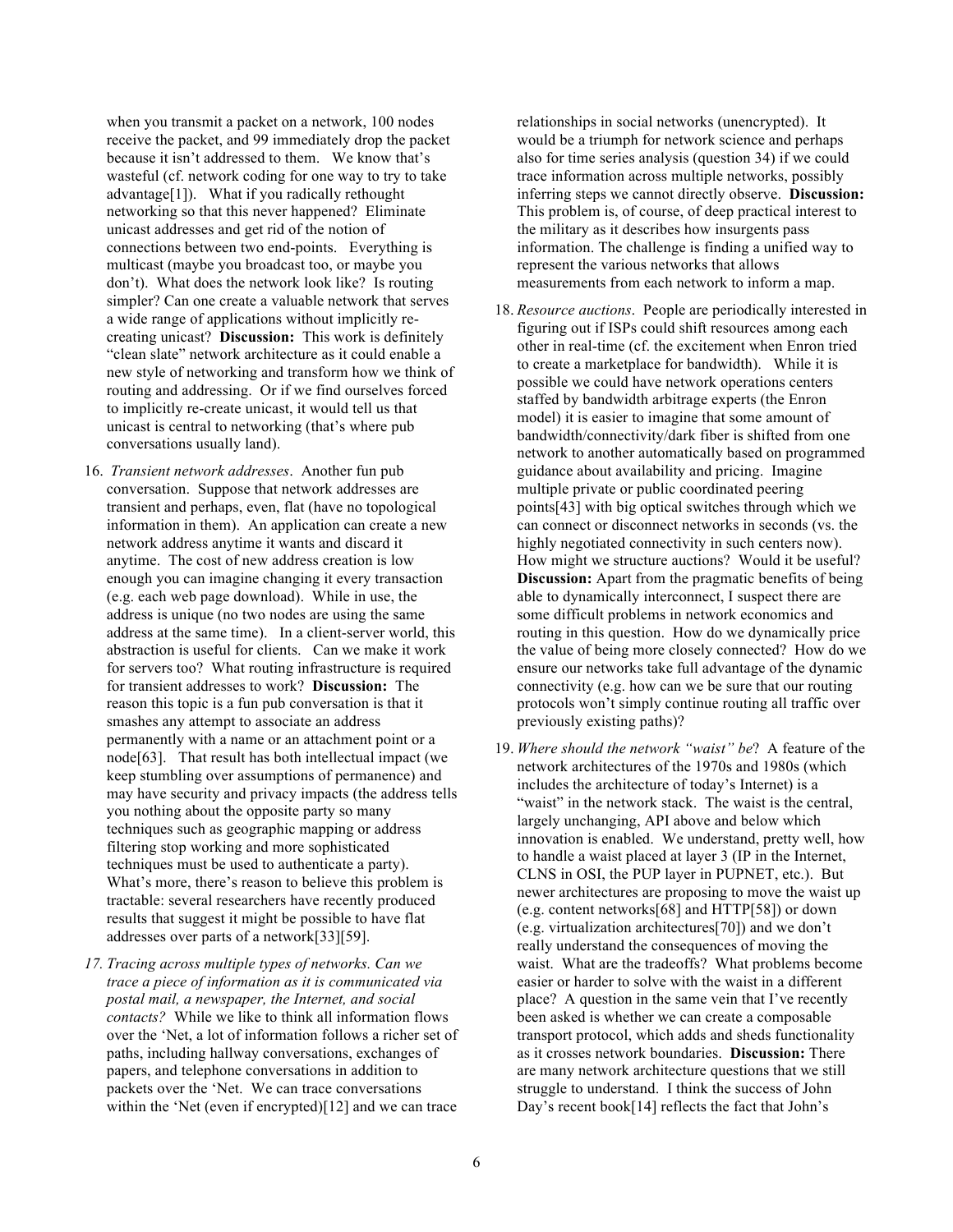when you transmit a packet on a network, 100 nodes receive the packet, and 99 immediately drop the packet because it isn't addressed to them. We know that's wasteful (cf. network coding for one way to try to take advantage[1]). What if you radically rethought networking so that this never happened? Eliminate unicast addresses and get rid of the notion of connections between two end-points. Everything is multicast (maybe you broadcast too, or maybe you don't). What does the network look like? Is routing simpler? Can one create a valuable network that serves a wide range of applications without implicitly re-creating unicast? **Discussion:** This work is definitely "clean slate" network architecture as it could enable a new style of networking and transform how we think of routing and addressing. Or if we find ourselves forced to implicitly re-create unicast, it would tell us that unicast is central to networking (that's where pub conversations usually land).

16. *Transient network addresses*. Another fun pub conversation. Suppose that network addresses are transient and perhaps, even, flat (have no topological information in them). An application can create a new network address anytime it wants and discard it anytime. The cost of new address creation is low enough you can imagine changing it every transaction (e.g. each web page download). While in use, the address is unique (no two nodes are using the same address at the same time). In a client-server world, this abstraction is useful for clients. Can we make it work for servers too? What routing infrastructure is required for transient addresses to work? **Discussion:** The reason this topic is a fun pub conversation is that it smashes any attempt to associate an address permanently with a name or an attachment point or a node[63]. That result has both intellectual impact (we keep stumbling over assumptions of permanence) and may have security and privacy impacts (the address tells you nothing about the opposite party so many techniques such as geographic mapping or address filtering stop working and more sophisticated techniques must be used to authenticate a party). What's more, there's reason to believe this problem is tractable: several researchers have recently produced results that suggest it might be possible to have flat addresses over parts of a network[33][59].

17. *Tracing across multiple types of networks. Can we trace a piece of information as it is communicated via postal mail, a newspaper, the Internet, and social contacts?* While we like to think all information flows over the 'Net, a lot of information follows a richer set of paths, including hallway conversations, exchanges of papers, and telephone conversations in addition to packets over the 'Net. We can trace conversations within the 'Net (even if encrypted)[12] and we can trace relationships in social networks (unencrypted). It would be a triumph for network science and perhaps also for time series analysis (question 34) if we could trace information across multiple networks, possibly inferring steps we cannot directly observe. **Discussion:** This problem is, of course, of deep practical interest to the military as it describes how insurgents pass information. The challenge is finding a unified way to represent the various networks that allows measurements from each network to inform a map.

18. *Resource auctions*. People are periodically interested in figuring out if ISPs could shift resources among each other in real-time (cf. the excitement when Enron tried to create a marketplace for bandwidth). While it is possible we could have network operations centers staffed by bandwidth arbitrage experts (the Enron model) it is easier to imagine that some amount of bandwidth/connectivity/dark fiber is shifted from one network to another automatically based on programmed guidance about availability and pricing. Imagine multiple private or public coordinated peering points[43] with big optical switches through which we can connect or disconnect networks in seconds (vs. the highly negotiated connectivity in such centers now). How might we structure auctions? Would it be useful? **Discussion:** Apart from the pragmatic benefits of being able to dynamically interconnect, I suspect there are some difficult problems in network economics and routing in this question. How do we dynamically price the value of being more closely connected? How do we ensure our networks take full advantage of the dynamic connectivity (e.g. how can we be sure that our routing protocols won't simply continue routing all traffic over previously existing paths)?

19. *Where should the network "waist" be*? A feature of the network architectures of the 1970s and 1980s (which includes the architecture of today's Internet) is a "waist" in the network stack. The waist is the central, largely unchanging, API above and below which innovation is enabled. We understand, pretty well, how to handle a waist placed at layer 3 (IP in the Internet, CLNS in OSI, the PUP layer in PUPNET, etc.). But newer architectures are proposing to move the waist up (e.g. content networks[68] and HTTP[58]) or down (e.g. virtualization architectures[70]) and we don't really understand the consequences of moving the waist. What are the tradeoffs? What problems become easier or harder to solve with the waist in a different place? A question in the same vein that I've recently been asked is whether we can create a composable transport protocol, which adds and sheds functionality as it crosses network boundaries. **Discussion:** There are many network architecture questions that we still struggle to understand. I think the success of John Day's recent book[14] reflects the fact that John's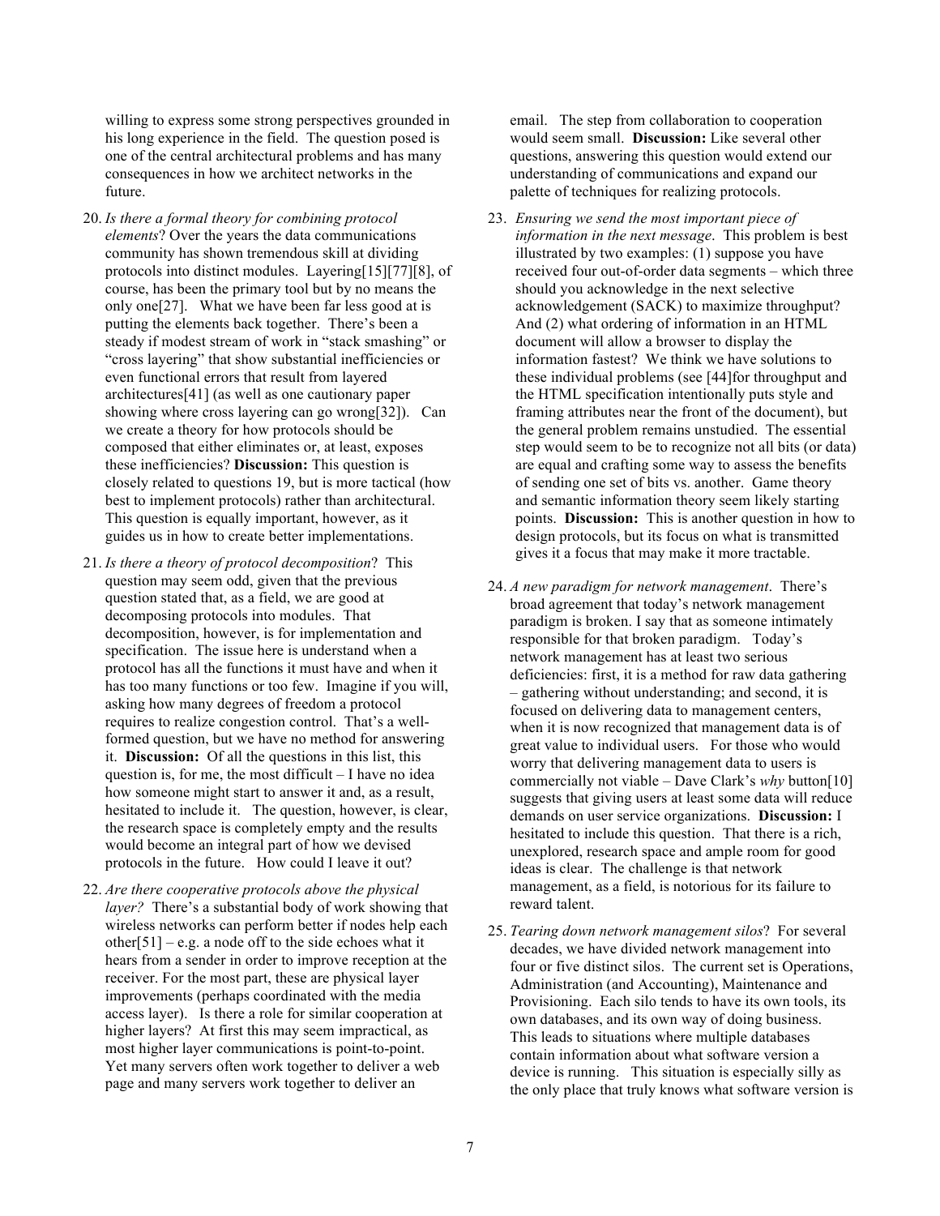willing to express some strong perspectives grounded in his long experience in the field. The question posed is one of the central architectural problems and has many consequences in how we architect networks in the future.

20. *Is there a formal theory for combining protocol elements*? Over the years the data communications community has shown tremendous skill at dividing protocols into distinct modules. Layering[15][77][8], of course, has been the primary tool but by no means the only one[27]. What we have been far less good at is putting the elements back together. There's been a steady if modest stream of work in "stack smashing" or "cross layering" that show substantial inefficiencies or even functional errors that result from layered architectures[41] (as well as one cautionary paper showing where cross layering can go wrong[32]). Can we create a theory for how protocols should be composed that either eliminates or, at least, exposes these inefficiencies? **Discussion:** This question is closely related to questions 19, but is more tactical (how best to implement protocols) rather than architectural. This question is equally important, however, as it guides us in how to create better implementations.

21. *Is there a theory of protocol decomposition*? This question may seem odd, given that the previous question stated that, as a field, we are good at decomposing protocols into modules. That decomposition, however, is for implementation and specification. The issue here is understand when a protocol has all the functions it must have and when it has too many functions or too few. Imagine if you will, asking how many degrees of freedom a protocol requires to realize congestion control. That's a well-formed question, but we have no method for answering it. **Discussion:** Of all the questions in this list, this question is, for me, the most difficult – I have no idea how someone might start to answer it and, as a result, hesitated to include it. The question, however, is clear, the research space is completely empty and the results would become an integral part of how we devised protocols in the future. How could I leave it out?

22. *Are there cooperative protocols above the physical layer?* There's a substantial body of work showing that wireless networks can perform better if nodes help each other[51] – e.g. a node off to the side echoes what it hears from a sender in order to improve reception at the receiver. For the most part, these are physical layer improvements (perhaps coordinated with the media access layer). Is there a role for similar cooperation at higher layers? At first this may seem impractical, as most higher layer communications is point-to-point. Yet many servers often work together to deliver a web page and many servers work together to deliver an email. The step from collaboration to cooperation would seem small. **Discussion:** Like several other questions, answering this question would extend our understanding of communications and expand our palette of techniques for realizing protocols.

23. *Ensuring we send the most important piece of information in the next message*. This problem is best illustrated by two examples: (1) suppose you have received four out-of-order data segments – which three should you acknowledge in the next selective acknowledgement (SACK) to maximize throughput? And (2) what ordering of information in an HTML document will allow a browser to display the information fastest? We think we have solutions to these individual problems (see [44]for throughput and the HTML specification intentionally puts style and framing attributes near the front of the document), but the general problem remains unstudied. The essential step would seem to be to recognize not all bits (or data) are equal and crafting some way to assess the benefits of sending one set of bits vs. another. Game theory and semantic information theory seem likely starting points. **Discussion:** This is another question in how to design protocols, but its focus on what is transmitted gives it a focus that may make it more tractable.

24. *A new paradigm for network management*. There's broad agreement that today's network management paradigm is broken. I say that as someone intimately responsible for that broken paradigm. Today's network management has at least two serious deficiencies: first, it is a method for raw data gathering – gathering without understanding; and second, it is focused on delivering data to management centers, when it is now recognized that management data is of great value to individual users. For those who would worry that delivering management data to users is commercially not viable – Dave Clark's *why* button[10] suggests that giving users at least some data will reduce demands on user service organizations. **Discussion:** I hesitated to include this question. That there is a rich, unexplored, research space and ample room for good ideas is clear. The challenge is that network management, as a field, is notorious for its failure to reward talent.

25. *Tearing down network management silos*? For several decades, we have divided network management into four or five distinct silos. The current set is Operations, Administration (and Accounting), Maintenance and Provisioning. Each silo tends to have its own tools, its own databases, and its own way of doing business. This leads to situations where multiple databases contain information about what software version a device is running. This situation is especially silly as the only place that truly knows what software version is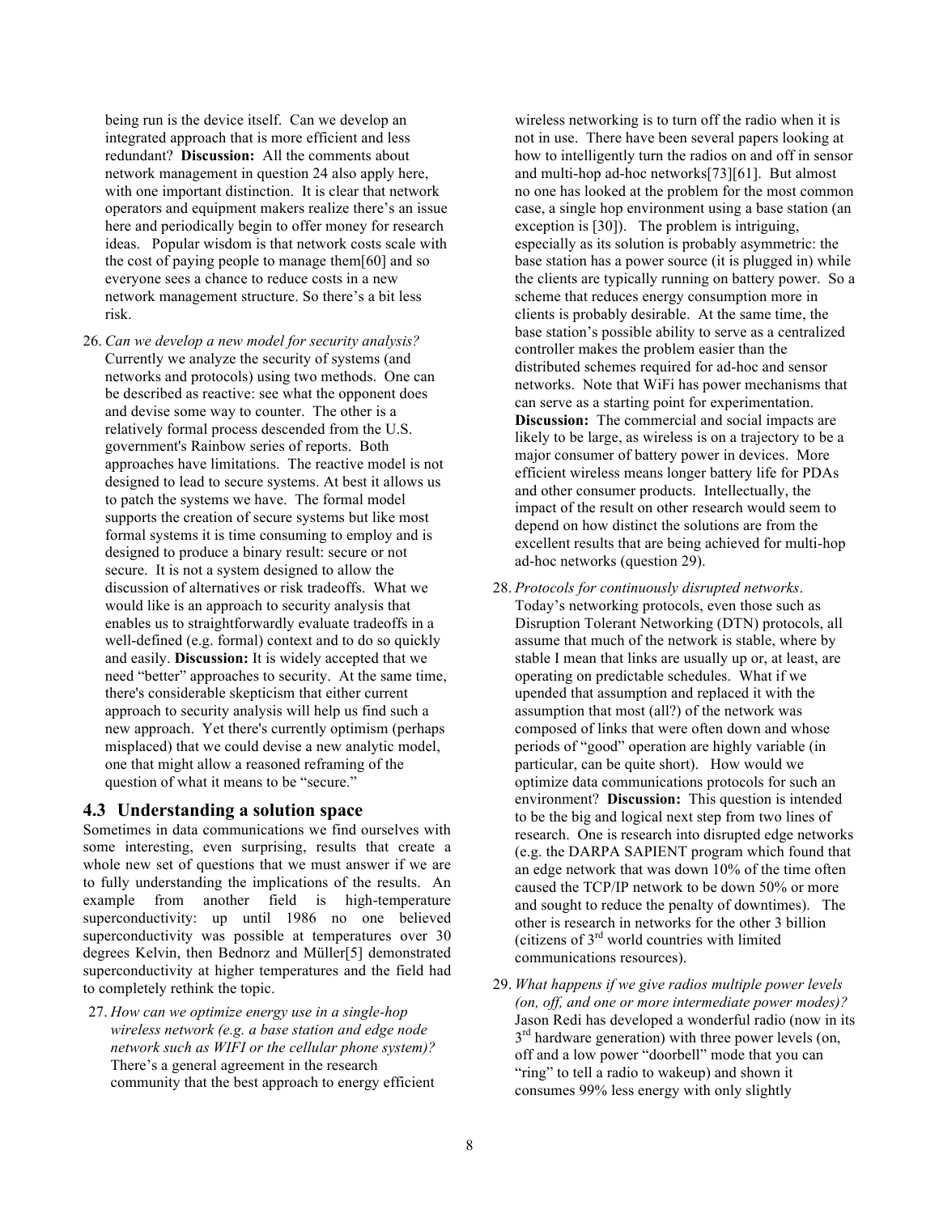being run is the device itself. Can we develop an integrated approach that is more efficient and less redundant? **Discussion:** All the comments about network management in question 24 also apply here, with one important distinction. It is clear that network operators and equipment makers realize there's an issue here and periodically begin to offer money for research ideas. Popular wisdom is that network costs scale with the cost of paying people to manage them[60] and so everyone sees a chance to reduce costs in a new network management structure. So there's a bit less risk.

26. *Can we develop a new model for security analysis?* Currently we analyze the security of systems (and networks and protocols) using two methods. One can be described as reactive: see what the opponent does and devise some way to counter. The other is a relatively formal process descended from the U.S. government's Rainbow series of reports. Both approaches have limitations. The reactive model is not designed to lead to secure systems. At best it allows us to patch the systems we have. The formal model supports the creation of secure systems but like most formal systems it is time consuming to employ and is designed to produce a binary result: secure or not secure. It is not a system designed to allow the discussion of alternatives or risk tradeoffs. What we would like is an approach to security analysis that enables us to straightforwardly evaluate tradeoffs in a well-defined (e.g. formal) context and to do so quickly and easily. **Discussion:** It is widely accepted that we need "better" approaches to security. At the same time, there's considerable skepticism that either current approach to security analysis will help us find such a new approach. Yet there's currently optimism (perhaps misplaced) that we could devise a new analytic model, one that might allow a reasoned reframing of the question of what it means to be "secure."

### 4.3 Understanding a solution space

Sometimes in data communications we find ourselves with some interesting, even surprising, results that create a whole new set of questions that we must answer if we are to fully understanding the implications of the results. An example from another field is high-temperature superconductivity: up until 1986 no one believed superconductivity was possible at temperatures over 30 degrees Kelvin, then Bednorz and Müller[5] demonstrated superconductivity at higher temperatures and the field had to completely rethink the topic.

27. *How can we optimize energy use in a single-hop wireless network (e.g. a base station and edge node network such as WIFI or the cellular phone system)?* There's a general agreement in the research community that the best approach to energy efficient wireless networking is to turn off the radio when it is not in use. There have been several papers looking at how to intelligently turn the radios on and off in sensor and multi-hop ad-hoc networks[73][61]. But almost no one has looked at the problem for the most common case, a single hop environment using a base station (an exception is [30]). The problem is intriguing, especially as its solution is probably asymmetric: the base station has a power source (it is plugged in) while the clients are typically running on battery power. So a scheme that reduces energy consumption more in clients is probably desirable. At the same time, the base station's possible ability to serve as a centralized controller makes the problem easier than the distributed schemes required for ad-hoc and sensor networks. Note that WiFi has power mechanisms that can serve as a starting point for experimentation. **Discussion:** The commercial and social impacts are likely to be large, as wireless is on a trajectory to be a major consumer of battery power in devices. More efficient wireless means longer battery life for PDAs and other consumer products. Intellectually, the impact of the result on other research would seem to depend on how distinct the solutions are from the excellent results that are being achieved for multi-hop ad-hoc networks (question 29).

28. *Protocols for continuously disrupted networks*. Today's networking protocols, even those such as Disruption Tolerant Networking (DTN) protocols, all assume that much of the network is stable, where by stable I mean that links are usually up or, at least, are operating on predictable schedules. What if we upended that assumption and replaced it with the assumption that most (all?) of the network was composed of links that were often down and whose periods of "good" operation are highly variable (in particular, can be quite short). How would we optimize data communications protocols for such an environment? **Discussion:** This question is intended to be the big and logical next step from two lines of research. One is research into disrupted edge networks (e.g. the DARPA SAPIENT program which found that an edge network that was down 10% of the time often caused the TCP/IP network to be down 50% or more and sought to reduce the penalty of downtimes). The other is research in networks for the other 3 billion (citizens of 3rd world countries with limited communications resources).

29. *What happens if we give radios multiple power levels (on, off, and one or more intermediate power modes)?* Jason Redi has developed a wonderful radio (now in its 3rd hardware generation) with three power levels (on, off and a low power "doorbell" mode that you can "ring" to tell a radio to wakeup) and shown it consumes 99% less energy with only slightly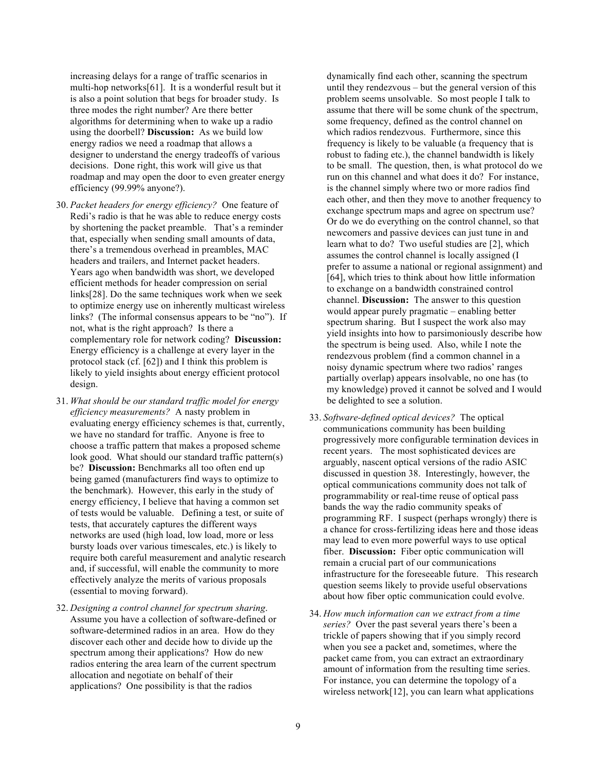increasing delays for a range of traffic scenarios in multi-hop networks[61]. It is a wonderful result but it is also a point solution that begs for broader study. Is three modes the right number? Are there better algorithms for determining when to wake up a radio using the doorbell? **Discussion:** As we build low energy radios we need a roadmap that allows a designer to understand the energy tradeoffs of various decisions. Done right, this work will give us that roadmap and may open the door to even greater energy efficiency (99.99% anyone?).

30. *Packet headers for energy efficiency?* One feature of Redi's radio is that he was able to reduce energy costs by shortening the packet preamble. That's a reminder that, especially when sending small amounts of data, there's a tremendous overhead in preambles, MAC headers and trailers, and Internet packet headers. Years ago when bandwidth was short, we developed efficient methods for header compression on serial links[28]. Do the same techniques work when we seek to optimize energy use on inherently multicast wireless links? (The informal consensus appears to be "no"). If not, what is the right approach? Is there a complementary role for network coding? **Discussion:** Energy efficiency is a challenge at every layer in the protocol stack (cf. [62]) and I think this problem is likely to yield insights about energy efficient protocol design.

31. *What should be our standard traffic model for energy efficiency measurements?* A nasty problem in evaluating energy efficiency schemes is that, currently, we have no standard for traffic. Anyone is free to choose a traffic pattern that makes a proposed scheme look good. What should our standard traffic pattern(s) be? **Discussion:** Benchmarks all too often end up being gamed (manufacturers find ways to optimize to the benchmark). However, this early in the study of energy efficiency, I believe that having a common set of tests would be valuable. Defining a test, or suite of tests, that accurately captures the different ways networks are used (high load, low load, more or less bursty loads over various timescales, etc.) is likely to require both careful measurement and analytic research and, if successful, will enable the community to more effectively analyze the merits of various proposals (essential to moving forward).

32. *Designing a control channel for spectrum sharing.* Assume you have a collection of software-defined or software-determined radios in an area. How do they discover each other and decide how to divide up the spectrum among their applications? How do new radios entering the area learn of the current spectrum allocation and negotiate on behalf of their applications? One possibility is that the radios dynamically find each other, scanning the spectrum until they rendezvous – but the general version of this problem seems unsolvable. So most people I talk to assume that there will be some chunk of the spectrum, some frequency, defined as the control channel on which radios rendezvous. Furthermore, since this frequency is likely to be valuable (a frequency that is robust to fading etc.), the channel bandwidth is likely to be small. The question, then, is what protocol do we run on this channel and what does it do? For instance, is the channel simply where two or more radios find each other, and then they move to another frequency to exchange spectrum maps and agree on spectrum use? Or do we do everything on the control channel, so that newcomers and passive devices can just tune in and learn what to do? Two useful studies are [2], which assumes the control channel is locally assigned (I prefer to assume a national or regional assignment) and [64], which tries to think about how little information to exchange on a bandwidth constrained control channel. **Discussion:** The answer to this question would appear purely pragmatic – enabling better spectrum sharing. But I suspect the work also may yield insights into how to parsimoniously describe how the spectrum is being used. Also, while I note the rendezvous problem (find a common channel in a noisy dynamic spectrum where two radios' ranges partially overlap) appears insolvable, no one has (to my knowledge) proved it cannot be solved and I would be delighted to see a solution.

33. *Software-defined optical devices?* The optical communications community has been building progressively more configurable termination devices in recent years. The most sophisticated devices are arguably, nascent optical versions of the radio ASIC discussed in question 38. Interestingly, however, the optical communications community does not talk of programmability or real-time reuse of optical pass bands the way the radio community speaks of programming RF. I suspect (perhaps wrongly) there is a chance for cross-fertilizing ideas here and those ideas may lead to even more powerful ways to use optical fiber. **Discussion:** Fiber optic communication will remain a crucial part of our communications infrastructure for the foreseeable future. This research question seems likely to provide useful observations about how fiber optic communication could evolve.

34. *How much information can we extract from a time series?* Over the past several years there's been a trickle of papers showing that if you simply record when you see a packet and, sometimes, where the packet came from, you can extract an extraordinary amount of information from the resulting time series. For instance, you can determine the topology of a wireless network[12], you can learn what applications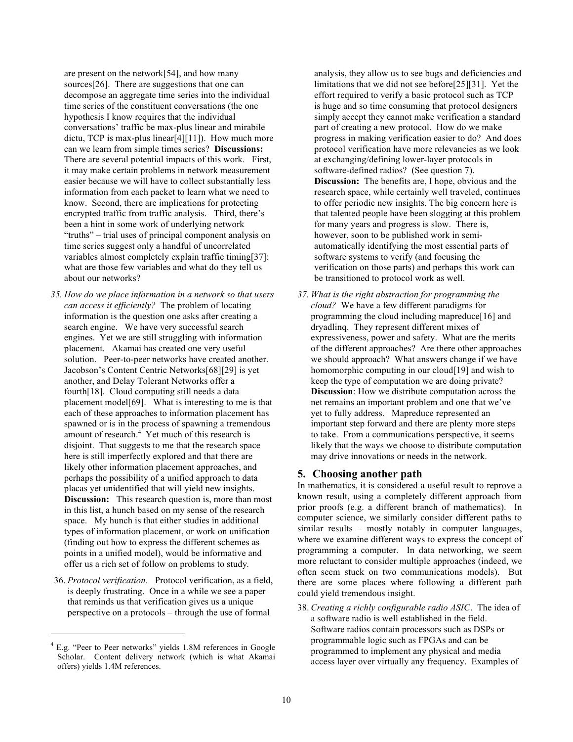are present on the network[54], and how many sources[26]. There are suggestions that one can decompose an aggregate time series into the individual time series of the constituent conversations (the one hypothesis I know requires that the individual conversations' traffic be max-plus linear and mirabile dictu, TCP is max-plus linear[4][11]). How much more can we learn from simple times series? **Discussions:** There are several potential impacts of this work. First, it may make certain problems in network measurement easier because we will have to collect substantially less information from each packet to learn what we need to know. Second, there are implications for protecting encrypted traffic from traffic analysis. Third, there's been a hint in some work of underlying network "truths" – trial uses of principal component analysis on time series suggest only a handful of uncorrelated variables almost completely explain traffic timing[37]: what are those few variables and what do they tell us about our networks?

35. *How do we place information in a network so that users can access it efficiently?* The problem of locating information is the question one asks after creating a search engine. We have very successful search engines. Yet we are still struggling with information placement. Akamai has created one very useful solution. Peer-to-peer networks have created another. Jacobson's Content Centric Networks[68][29] is yet another, and Delay Tolerant Networks offer a fourth[18]. Cloud computing still needs a data placement model[69]. What is interesting to me is that each of these approaches to information placement has spawned or is in the process of spawning a tremendous amount of research.[4] Yet much of this research is disjoint. That suggests to me that the research space here is still imperfectly explored and that there are likely other information placement approaches, and perhaps the possibility of a unified approach to data placas yet unidentified that will yield new insights. **Discussion:** This research question is, more than most in this list, a hunch based on my sense of the research space. My hunch is that either studies in additional types of information placement, or work on unification (finding out how to express the different schemes as points in a unified model), would be informative and offer us a rich set of follow on problems to study.

36. *Protocol verification*. Protocol verification, as a field, is deeply frustrating. Once in a while we see a paper that reminds us that verification gives us a unique perspective on a protocols – through the use of formal analysis, they allow us to see bugs and deficiencies and limitations that we did not see before[25][31]. Yet the effort required to verify a basic protocol such as TCP is huge and so time consuming that protocol designers simply accept they cannot make verification a standard part of creating a new protocol. How do we make progress in making verification easier to do? And does protocol verification have more relevancies as we look at exchanging/defining lower-layer protocols in software-defined radios? (See question 7). **Discussion:** The benefits are, I hope, obvious and the research space, while certainly well traveled, continues to offer periodic new insights. The big concern here is that talented people have been slogging at this problem for many years and progress is slow. There is, however, soon to be published work in semi-automatically identifying the most essential parts of software systems to verify (and focusing the verification on those parts) and perhaps this work can be transitioned to protocol work as well.

37. *What is the right abstraction for programming the cloud?* We have a few different paradigms for programming the cloud including mapreduce[16] and dryadlinq. They represent different mixes of expressiveness, power and safety. What are the merits of the different approaches? Are there other approaches we should approach? What answers change if we have homomorphic computing in our cloud[19] and wish to keep the type of computation we are doing private? **Discussion**: How we distribute computation across the net remains an important problem and one that we've yet to fully address. Mapreduce represented an important step forward and there are plenty more steps to take. From a communications perspective, it seems likely that the ways we choose to distribute computation may drive innovations or needs in the network.

## 5. Choosing another path

In mathematics, it is considered a useful result to reprove a known result, using a completely different approach from prior proofs (e.g. a different branch of mathematics). In computer science, we similarly consider different paths to similar results – mostly notably in computer languages, where we examine different ways to express the concept of programming a computer. In data networking, we seem more reluctant to consider multiple approaches (indeed, we often seem stuck on two communications models). But there are some places where following a different path could yield tremendous insight.

38. *Creating a richly configurable radio ASIC*. The idea of a software radio is well established in the field. Software radios contain processors such as DSPs or programmable logic such as FPGAs and can be programmed to implement any physical and media access layer over virtually any frequency. Examples of

[4] E.g. "Peer to Peer networks" yields 1.8M references in Google Scholar. Content delivery network (which is what Akamai offers) yields 1.4M references.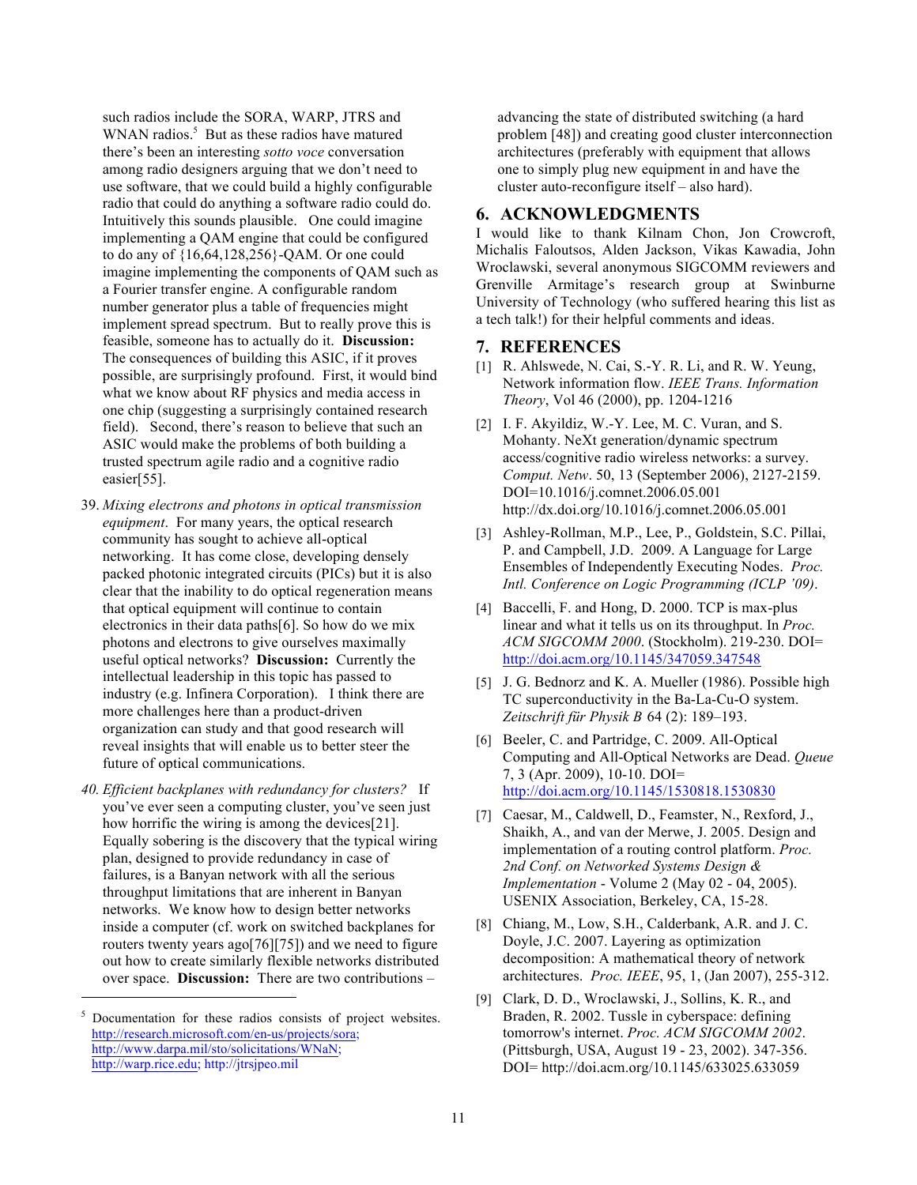such radios include the SORA, WARP, JTRS and WNAN radios.[5] But as these radios have matured there's been an interesting *sotto voce* conversation among radio designers arguing that we don't need to use software, that we could build a highly configurable radio that could do anything a software radio could do. Intuitively this sounds plausible. One could imagine implementing a QAM engine that could be configured to do any of {16,64,128,256}-QAM. Or one could imagine implementing the components of QAM such as a Fourier transfer engine. A configurable random number generator plus a table of frequencies might implement spread spectrum. But to really prove this is feasible, someone has to actually do it. **Discussion:** The consequences of building this ASIC, if it proves possible, are surprisingly profound. First, it would bind what we know about RF physics and media access in one chip (suggesting a surprisingly contained research field). Second, there's reason to believe that such an ASIC would make the problems of both building a trusted spectrum agile radio and a cognitive radio easier[55].

39. *Mixing electrons and photons in optical transmission equipment*. For many years, the optical research community has sought to achieve all-optical networking. It has come close, developing densely packed photonic integrated circuits (PICs) but it is also clear that the inability to do optical regeneration means that optical equipment will continue to contain electronics in their data paths[6]. So how do we mix photons and electrons to give ourselves maximally useful optical networks? **Discussion:** Currently the intellectual leadership in this topic has passed to industry (e.g. Infinera Corporation). I think there are more challenges here than a product-driven organization can study and that good research will reveal insights that will enable us to better steer the future of optical communications.

40. *Efficient backplanes with redundancy for clusters?* If you've ever seen a computing cluster, you've seen just how horrific the wiring is among the devices[21]. Equally sobering is the discovery that the typical wiring plan, designed to provide redundancy in case of failures, is a Banyan network with all the serious throughput limitations that are inherent in Banyan networks. We know how to design better networks inside a computer (cf. work on switched backplanes for routers twenty years ago[76][75]) and we need to figure out how to create similarly flexible networks distributed over space. **Discussion:** There are two contributions – advancing the state of distributed switching (a hard problem [48]) and creating good cluster interconnection architectures (preferably with equipment that allows one to simply plug new equipment in and have the cluster auto-reconfigure itself – also hard).

[5] Documentation for these radios consists of project websites. http://research.microsoft.com/en-us/projects/sora; http://www.darpa.mil/sto/solicitations/WNaN; http://warp.rice.edu; http://jtrsjpeo.mil

## 6. ACKNOWLEDGMENTS

I would like to thank Kilnam Chon, Jon Crowcroft, Michalis Faloutsos, Alden Jackson, Vikas Kawadia, John Wroclawski, several anonymous SIGCOMM reviewers and Grenville Armitage's research group at Swinburne University of Technology (who suffered hearing this list as a tech talk!) for their helpful comments and ideas.

## 7. REFERENCES

[1] R. Ahlswede, N. Cai, S.-Y. R. Li, and R. W. Yeung, Network information flow. *IEEE Trans. Information Theory*, Vol 46 (2000), pp. 1204-1216

[2] I. F. Akyildiz, W.-Y. Lee, M. C. Vuran, and S. Mohanty. NeXt generation/dynamic spectrum access/cognitive radio wireless networks: a survey. *Comput. Netw*. 50, 13 (September 2006), 2127-2159. DOI=10.1016/j.comnet.2006.05.001 http://dx.doi.org/10.1016/j.comnet.2006.05.001

[3] Ashley-Rollman, M.P., Lee, P., Goldstein, S.C. Pillai, P. and Campbell, J.D. 2009. A Language for Large Ensembles of Independently Executing Nodes. *Proc. Intl. Conference on Logic Programming (ICLP '09)*.

[4] Baccelli, F. and Hong, D. 2000. TCP is max-plus linear and what it tells us on its throughput. In *Proc. ACM SIGCOMM 2000*. (Stockholm). 219-230. DOI= http://doi.acm.org/10.1145/347059.347548

[5] J. G. Bednorz and K. A. Mueller (1986). Possible high TC superconductivity in the Ba-La-Cu-O system. *Zeitschrift für Physik B* 64 (2): 189–193.

[6] Beeler, C. and Partridge, C. 2009. All-Optical Computing and All-Optical Networks are Dead. *Queue* 7, 3 (Apr. 2009), 10-10. DOI= http://doi.acm.org/10.1145/1530818.1530830

[7] Caesar, M., Caldwell, D., Feamster, N., Rexford, J., Shaikh, A., and van der Merwe, J. 2005. Design and implementation of a routing control platform. *Proc. 2nd Conf. on Networked Systems Design & Implementation* - Volume 2 (May 02 - 04, 2005). USENIX Association, Berkeley, CA, 15-28.

[8] Chiang, M., Low, S.H., Calderbank, A.R. and J. C. Doyle, J.C. 2007. Layering as optimization decomposition: A mathematical theory of network architectures. *Proc. IEEE*, 95, 1, (Jan 2007), 255-312.

[9] Clark, D. D., Wroclawski, J., Sollins, K. R., and Braden, R. 2002. Tussle in cyberspace: defining tomorrow's internet. *Proc. ACM SIGCOMM 2002*. (Pittsburgh, USA, August 19 - 23, 2002). 347-356. DOI= http://doi.acm.org/10.1145/633025.633059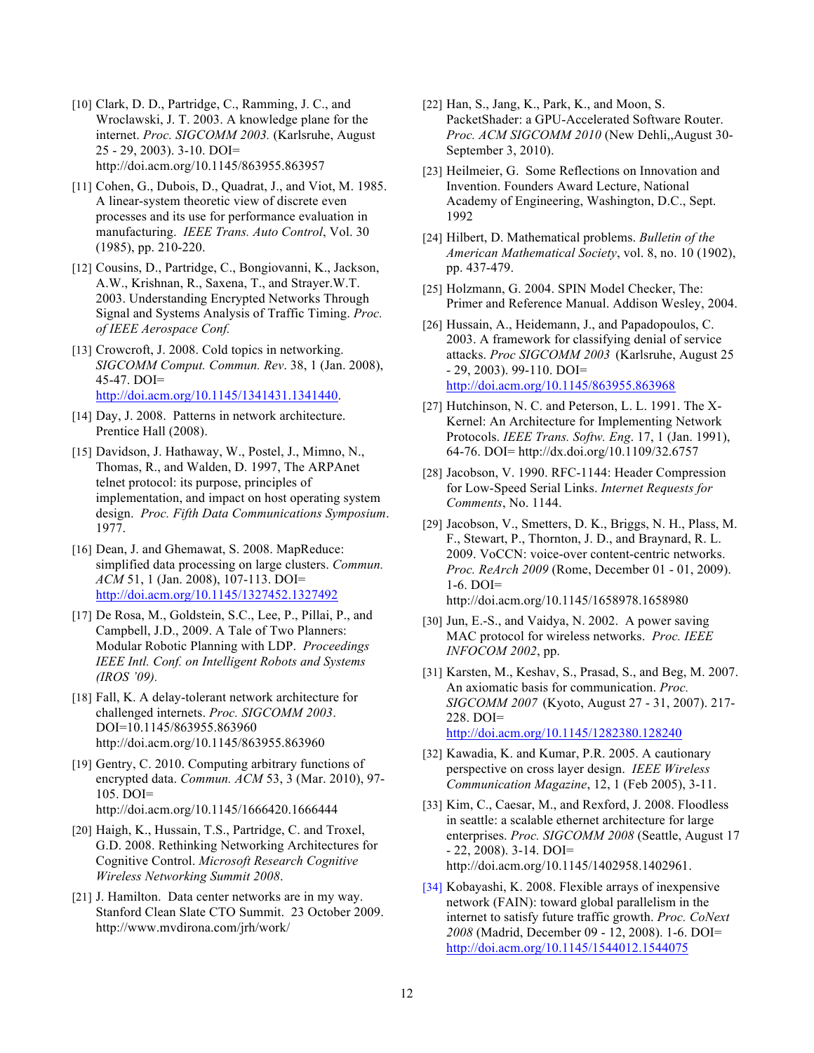[10] Clark, D. D., Partridge, C., Ramming, J. C., and Wroclawski, J. T. 2003. A knowledge plane for the internet. *Proc. SIGCOMM 2003.* (Karlsruhe, August 25 - 29, 2003). 3-10. DOI= http://doi.acm.org/10.1145/863955.863957

[11] Cohen, G., Dubois, D., Quadrat, J., and Viot, M. 1985. A linear-system theoretic view of discrete even processes and its use for performance evaluation in manufacturing. *IEEE Trans. Auto Control*, Vol. 30 (1985), pp. 210-220.

[12] Cousins, D., Partridge, C., Bongiovanni, K., Jackson, A.W., Krishnan, R., Saxena, T., and Strayer.W.T. 2003. Understanding Encrypted Networks Through Signal and Systems Analysis of Traffic Timing. *Proc. of IEEE Aerospace Conf.*

[13] Crowcroft, J. 2008. Cold topics in networking. *SIGCOMM Comput. Commun. Rev*. 38, 1 (Jan. 2008), 45-47. DOI= http://doi.acm.org/10.1145/1341431.1341440.

[14] Day, J. 2008. Patterns in network architecture. Prentice Hall (2008).

[15] Davidson, J. Hathaway, W., Postel, J., Mimno, N., Thomas, R., and Walden, D. 1997, The ARPAnet telnet protocol: its purpose, principles of implementation, and impact on host operating system design. *Proc. Fifth Data Communications Symposium*. 1977.

[16] Dean, J. and Ghemawat, S. 2008. MapReduce: simplified data processing on large clusters. *Commun. ACM* 51, 1 (Jan. 2008), 107-113. DOI= http://doi.acm.org/10.1145/1327452.1327492

[17] De Rosa, M., Goldstein, S.C., Lee, P., Pillai, P., and Campbell, J.D., 2009. A Tale of Two Planners: Modular Robotic Planning with LDP. *Proceedings IEEE Intl. Conf. on Intelligent Robots and Systems (IROS '09).*

[18] Fall, K. A delay-tolerant network architecture for challenged internets. *Proc. SIGCOMM 2003*. DOI=10.1145/863955.863960 http://doi.acm.org/10.1145/863955.863960

[19] Gentry, C. 2010. Computing arbitrary functions of encrypted data. *Commun. ACM* 53, 3 (Mar. 2010), 97-105. DOI= http://doi.acm.org/10.1145/1666420.1666444

[20] Haigh, K., Hussain, T.S., Partridge, C. and Troxel, G.D. 2008. Rethinking Networking Architectures for Cognitive Control. *Microsoft Research Cognitive Wireless Networking Summit 2008*.

[21] J. Hamilton. Data center networks are in my way. Stanford Clean Slate CTO Summit. 23 October 2009. http://www.mvdirona.com/jrh/work/

[22] Han, S., Jang, K., Park, K., and Moon, S. PacketShader: a GPU-Accelerated Software Router. *Proc. ACM SIGCOMM 2010* (New Dehli,,August 30-September 3, 2010).

[23] Heilmeier, G. Some Reflections on Innovation and Invention. Founders Award Lecture, National Academy of Engineering, Washington, D.C., Sept. 1992

[24] Hilbert, D. Mathematical problems. *Bulletin of the American Mathematical Society*, vol. 8, no. 10 (1902), pp. 437-479.

[25] Holzmann, G. 2004. SPIN Model Checker, The: Primer and Reference Manual. Addison Wesley, 2004.

[26] Hussain, A., Heidemann, J., and Papadopoulos, C. 2003. A framework for classifying denial of service attacks. *Proc SIGCOMM 2003* (Karlsruhe, August 25 - 29, 2003). 99-110. DOI= http://doi.acm.org/10.1145/863955.863968

[27] Hutchinson, N. C. and Peterson, L. L. 1991. The X-Kernel: An Architecture for Implementing Network Protocols. *IEEE Trans. Softw. Eng*. 17, 1 (Jan. 1991), 64-76. DOI= http://dx.doi.org/10.1109/32.6757

[28] Jacobson, V. 1990. RFC-1144: Header Compression for Low-Speed Serial Links. *Internet Requests for Comments*, No. 1144.

[29] Jacobson, V., Smetters, D. K., Briggs, N. H., Plass, M. F., Stewart, P., Thornton, J. D., and Braynard, R. L. 2009. VoCCN: voice-over content-centric networks. *Proc. ReArch 2009* (Rome, December 01 - 01, 2009). 1-6. DOI= http://doi.acm.org/10.1145/1658978.1658980

[30] Jun, E.-S., and Vaidya, N. 2002. A power saving MAC protocol for wireless networks. *Proc. IEEE INFOCOM 2002*, pp.

[31] Karsten, M., Keshav, S., Prasad, S., and Beg, M. 2007. An axiomatic basis for communication. *Proc. SIGCOMM 2007* (Kyoto, August 27 - 31, 2007). 217-228. DOI= http://doi.acm.org/10.1145/1282380.128240

[32] Kawadia, K. and Kumar, P.R. 2005. A cautionary perspective on cross layer design. *IEEE Wireless Communication Magazine*, 12, 1 (Feb 2005), 3-11.

[33] Kim, C., Caesar, M., and Rexford, J. 2008. Floodless in seattle: a scalable ethernet architecture for large enterprises. *Proc. SIGCOMM 2008* (Seattle, August 17 - 22, 2008). 3-14. DOI= http://doi.acm.org/10.1145/1402958.1402961.

[34] Kobayashi, K. 2008. Flexible arrays of inexpensive network (FAIN): toward global parallelism in the internet to satisfy future traffic growth. *Proc. CoNext 2008* (Madrid, December 09 - 12, 2008). 1-6. DOI= http://doi.acm.org/10.1145/1544012.1544075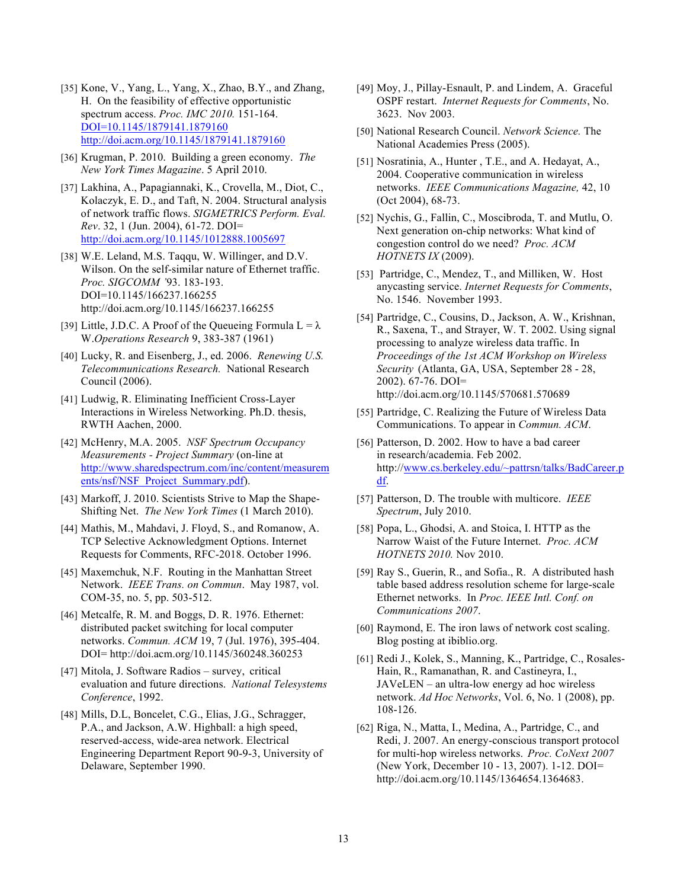[35] Kone, V., Yang, L., Yang, X., Zhao, B.Y., and Zhang, H. On the feasibility of effective opportunistic spectrum access. *Proc. IMC 2010.* 151-164. DOI=10.1145/1879141.1879160 http://doi.acm.org/10.1145/1879141.1879160

[36] Krugman, P. 2010. Building a green economy. *The New York Times Magazine*. 5 April 2010.

[37] Lakhina, A., Papagiannaki, K., Crovella, M., Diot, C., Kolaczyk, E. D., and Taft, N. 2004. Structural analysis of network traffic flows. *SIGMETRICS Perform. Eval. Rev*. 32, 1 (Jun. 2004), 61-72. DOI= http://doi.acm.org/10.1145/1012888.1005697

[38] W.E. Leland, M.S. Taqqu, W. Willinger, and D.V. Wilson. On the self-similar nature of Ethernet traffic. *Proc. SIGCOMM '*93. 183-193. DOI=10.1145/166237.166255 http://doi.acm.org/10.1145/166237.166255

[39] Little, J.D.C. A Proof of the Queueing Formula L = λ W.*Operations Research* 9, 383-387 (1961)

[40] Lucky, R. and Eisenberg, J., ed. 2006. *Renewing U.S. Telecommunications Research.* National Research Council (2006).

[41] Ludwig, R. Eliminating Inefficient Cross-Layer Interactions in Wireless Networking. Ph.D. thesis, RWTH Aachen, 2000.

[42] McHenry, M.A. 2005. *NSF Spectrum Occupancy Measurements - Project Summary* (on-line at http://www.sharedspectrum.com/inc/content/measurements/nsf/NSF_Project_Summary.pdf).

[43] Markoff, J. 2010. Scientists Strive to Map the Shape-Shifting Net. *The New York Times* (1 March 2010).

[44] Mathis, M., Mahdavi, J. Floyd, S., and Romanow, A. TCP Selective Acknowledgment Options. Internet Requests for Comments, RFC-2018. October 1996.

[45] Maxemchuk, N.F. Routing in the Manhattan Street Network. *IEEE Trans. on Commun*. May 1987, vol. COM-35, no. 5, pp. 503-512.

[46] Metcalfe, R. M. and Boggs, D. R. 1976. Ethernet: distributed packet switching for local computer networks. *Commun. ACM* 19, 7 (Jul. 1976), 395-404. DOI= http://doi.acm.org/10.1145/360248.360253

[47] Mitola, J. Software Radios – survey, critical evaluation and future directions. *National Telesystems Conference*, 1992.

[48] Mills, D.L, Boncelet, C.G., Elias, J.G., Schragger, P.A., and Jackson, A.W. Highball: a high speed, reserved-access, wide-area network. Electrical Engineering Department Report 90-9-3, University of Delaware, September 1990.

[49] Moy, J., Pillay-Esnault, P. and Lindem, A. Graceful OSPF restart. *Internet Requests for Comments*, No. 3623. Nov 2003.

[50] National Research Council. *Network Science.* The National Academies Press (2005).

[51] Nosratinia, A., Hunter , T.E., and A. Hedayat, A., 2004. Cooperative communication in wireless networks. *IEEE Communications Magazine,* 42, 10 (Oct 2004), 68-73.

[52] Nychis, G., Fallin, C., Moscibroda, T. and Mutlu, O. Next generation on-chip networks: What kind of congestion control do we need? *Proc. ACM HOTNETS IX* (2009).

[53] Partridge, C., Mendez, T., and Milliken, W. Host anycasting service. *Internet Requests for Comments*, No. 1546. November 1993.

[54] Partridge, C., Cousins, D., Jackson, A. W., Krishnan, R., Saxena, T., and Strayer, W. T. 2002. Using signal processing to analyze wireless data traffic. In *Proceedings of the 1st ACM Workshop on Wireless Security* (Atlanta, GA, USA, September 28 - 28, 2002). 67-76. DOI= http://doi.acm.org/10.1145/570681.570689

[55] Partridge, C. Realizing the Future of Wireless Data Communications. To appear in *Commun. ACM*.

[56] Patterson, D. 2002. How to have a bad career in research/academia. Feb 2002. http://www.cs.berkeley.edu/~pattrsn/talks/BadCareer.pdf.

[57] Patterson, D. The trouble with multicore. *IEEE Spectrum*, July 2010.

[58] Popa, L., Ghodsi, A. and Stoica, I. HTTP as the Narrow Waist of the Future Internet. *Proc. ACM HOTNETS 2010.* Nov 2010.

[59] Ray S., Guerin, R., and Sofia., R. A distributed hash table based address resolution scheme for large-scale Ethernet networks. In *Proc. IEEE Intl. Conf. on Communications 2007*.

[60] Raymond, E. The iron laws of network cost scaling. Blog posting at ibiblio.org.

[61] Redi J., Kolek, S., Manning, K., Partridge, C., Rosales-Hain, R., Ramanathan, R. and Castineyra, I., JAVeLEN – an ultra-low energy ad hoc wireless network. *Ad Hoc Networks*, Vol. 6, No. 1 (2008), pp. 108-126.

[62] Riga, N., Matta, I., Medina, A., Partridge, C., and Redi, J. 2007. An energy-conscious transport protocol for multi-hop wireless networks. *Proc. CoNext 2007* (New York, December 10 - 13, 2007). 1-12. DOI= http://doi.acm.org/10.1145/1364654.1364683.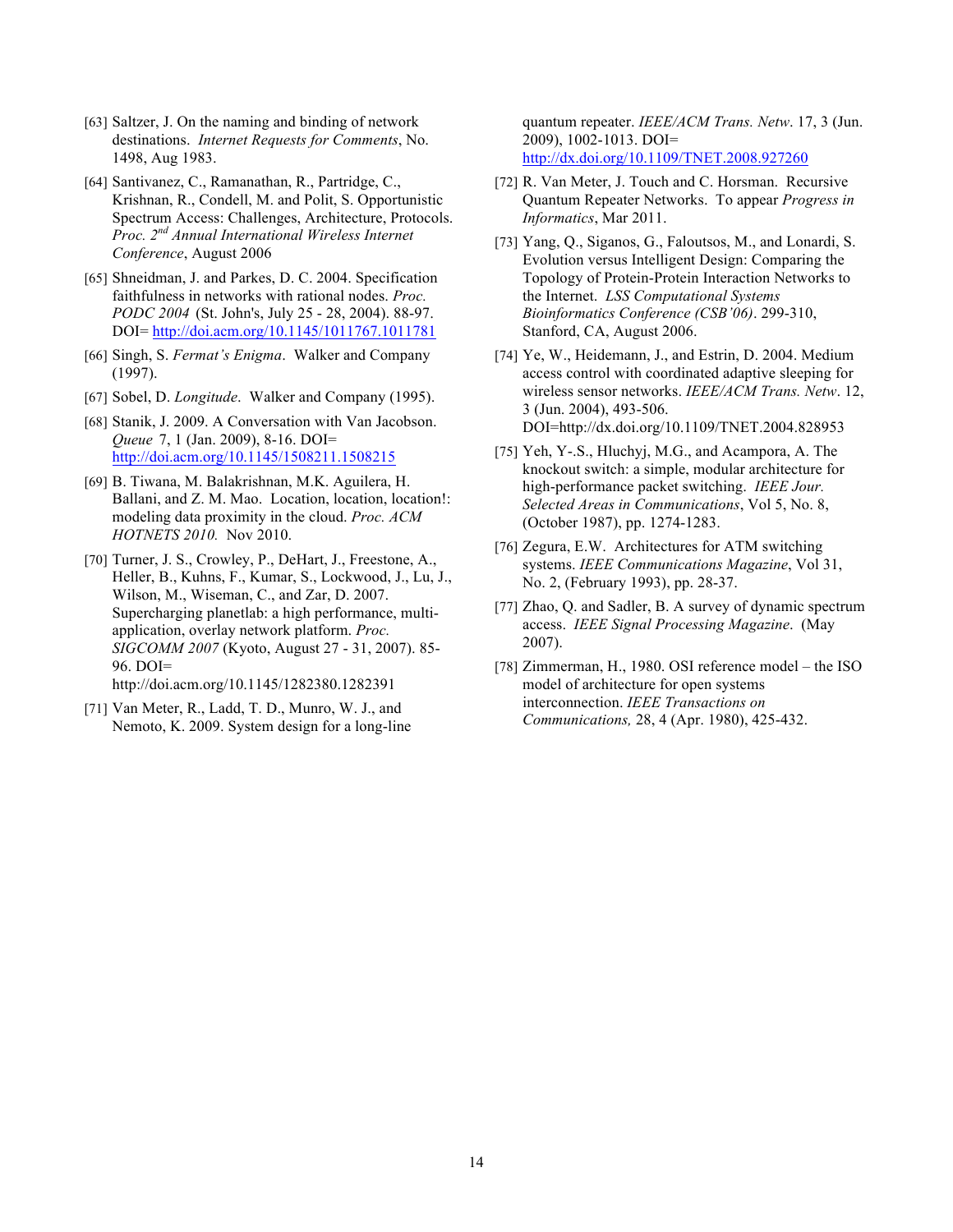[63] Saltzer, J. On the naming and binding of network destinations. *Internet Requests for Comments*, No. 1498, Aug 1983.

[64] Santivanez, C., Ramanathan, R., Partridge, C., Krishnan, R., Condell, M. and Polit, S. Opportunistic Spectrum Access: Challenges, Architecture, Protocols. *Proc. 2nd Annual International Wireless Internet Conference*, August 2006

[65] Shneidman, J. and Parkes, D. C. 2004. Specification faithfulness in networks with rational nodes. *Proc. PODC 2004* (St. John's, July 25 - 28, 2004). 88-97. DOI= http://doi.acm.org/10.1145/1011767.1011781

[66] Singh, S. *Fermat's Enigma*. Walker and Company (1997).

[67] Sobel, D. *Longitude*. Walker and Company (1995).

[68] Stanik, J. 2009. A Conversation with Van Jacobson. *Queue* 7, 1 (Jan. 2009), 8-16. DOI= http://doi.acm.org/10.1145/1508211.1508215

[69] B. Tiwana, M. Balakrishnan, M.K. Aguilera, H. Ballani, and Z. M. Mao. Location, location, location!: modeling data proximity in the cloud. *Proc. ACM HOTNETS 2010.* Nov 2010.

[70] Turner, J. S., Crowley, P., DeHart, J., Freestone, A., Heller, B., Kuhns, F., Kumar, S., Lockwood, J., Lu, J., Wilson, M., Wiseman, C., and Zar, D. 2007. Supercharging planetlab: a high performance, multi-application, overlay network platform. *Proc. SIGCOMM 2007* (Kyoto, August 27 - 31, 2007). 85-96. DOI= http://doi.acm.org/10.1145/1282380.1282391

[71] Van Meter, R., Ladd, T. D., Munro, W. J., and Nemoto, K. 2009. System design for a long-line quantum repeater. *IEEE/ACM Trans. Netw*. 17, 3 (Jun. 2009), 1002-1013. DOI= http://dx.doi.org/10.1109/TNET.2008.927260

[72] R. Van Meter, J. Touch and C. Horsman. Recursive Quantum Repeater Networks. To appear *Progress in Informatics*, Mar 2011.

[73] Yang, Q., Siganos, G., Faloutsos, M., and Lonardi, S. Evolution versus Intelligent Design: Comparing the Topology of Protein-Protein Interaction Networks to the Internet. *LSS Computational Systems Bioinformatics Conference (CSB'06)*. 299-310, Stanford, CA, August 2006.

[74] Ye, W., Heidemann, J., and Estrin, D. 2004. Medium access control with coordinated adaptive sleeping for wireless sensor networks. *IEEE/ACM Trans. Netw*. 12, 3 (Jun. 2004), 493-506. DOI=http://dx.doi.org/10.1109/TNET.2004.828953

[75] Yeh, Y-.S., Hluchyj, M.G., and Acampora, A. The knockout switch: a simple, modular architecture for high-performance packet switching. *IEEE Jour. Selected Areas in Communications*, Vol 5, No. 8, (October 1987), pp. 1274-1283.

[76] Zegura, E.W. Architectures for ATM switching systems. *IEEE Communications Magazine*, Vol 31, No. 2, (February 1993), pp. 28-37.

[77] Zhao, Q. and Sadler, B. A survey of dynamic spectrum access. *IEEE Signal Processing Magazine*. (May 2007).

[78] Zimmerman, H., 1980. OSI reference model – the ISO model of architecture for open systems interconnection. *IEEE Transactions on Communications,* 28, 4 (Apr. 1980), 425-432.